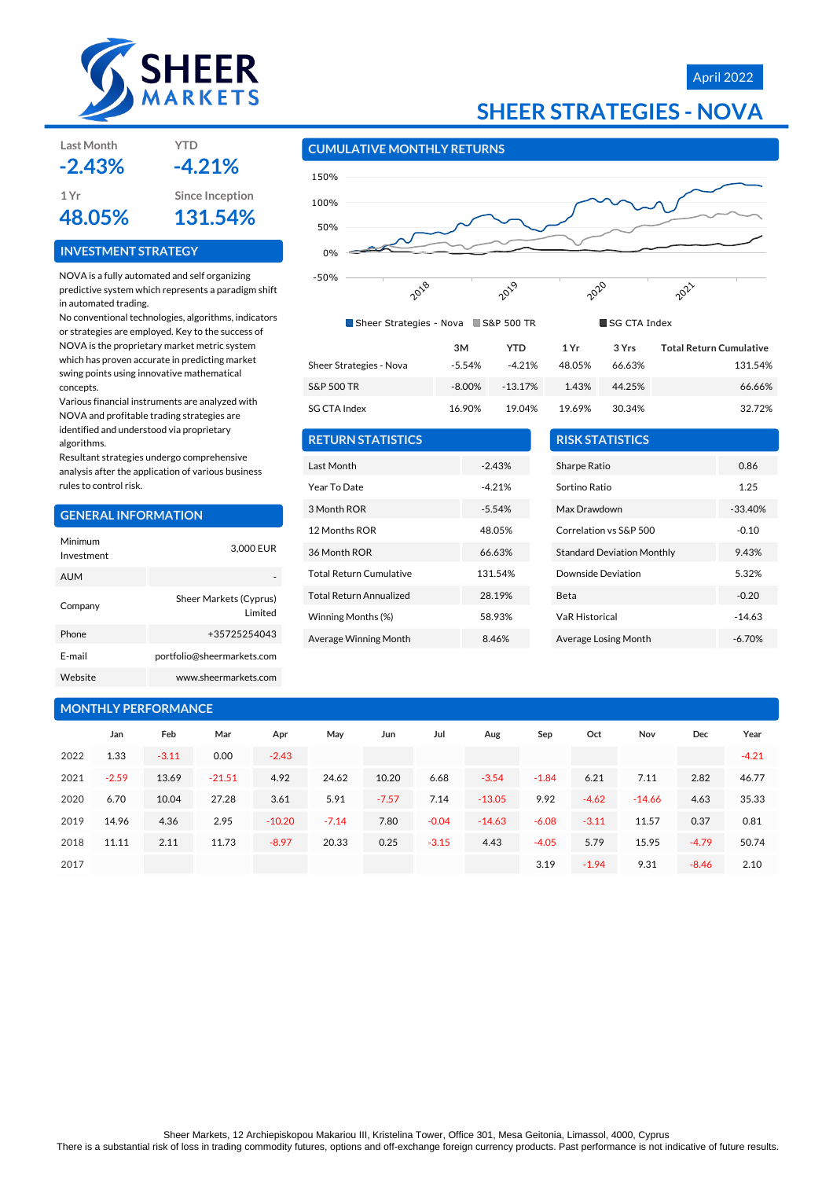# SHEER MARKETS

April 2022

# SHEER STRATEGIES - NOVA

| Last Month | YTD |
|---|---|
| **-2.43%** | **-4.21%** |

| 1 Yr | Since Inception |
|---|---|
| **48.05%** | **131.54%** |

## INVESTMENT STRATEGY

NOVA is a fully automated and self organizing predictive system which represents a paradigm shift in automated trading.
No conventional technologies, algorithms, indicators or strategies are employed. Key to the success of NOVA is the proprietary market metric system which has proven accurate in predicting market swing points using innovative mathematical concepts.
Various financial instruments are analyzed with NOVA and profitable trading strategies are identified and understood via proprietary algorithms.
Resultant strategies undergo comprehensive analysis after the application of various business rules to control risk.

## GENERAL INFORMATION

| | |
|---|---|
| Minimum Investment | 3,000 EUR |
| AUM | - |
| Company | Sheer Markets (Cyprus) Limited |
| Phone | +35725254043 |
| E-mail | portfolio@sheermarkets.com |
| Website | www.sheermarkets.com |

## CUMULATIVE MONTHLY RETURNS

Legend: Sheer Strategies - Nova, S&P 500 TR, SG CTA Index

| | 3M | YTD | 1 Yr | 3 Yrs | Total Return Cumulative |
|---|---|---|---|---|---|
| Sheer Strategies - Nova | -5.54% | -4.21% | 48.05% | 66.63% | 131.54% |
| S&P 500 TR | -8.00% | -13.17% | 1.43% | 44.25% | 66.66% |
| SG CTA Index | 16.90% | 19.04% | 19.69% | 30.34% | 32.72% |

## RETURN STATISTICS

| | |
|---|---|
| Last Month | -2.43% |
| Year To Date | -4.21% |
| 3 Month ROR | -5.54% |
| 12 Months ROR | 48.05% |
| 36 Month ROR | 66.63% |
| Total Return Cumulative | 131.54% |
| Total Return Annualized | 28.19% |
| Winning Months (%) | 58.93% |
| Average Winning Month | 8.46% |

## RISK STATISTICS

| | |
|---|---|
| Sharpe Ratio | 0.86 |
| Sortino Ratio | 1.25 |
| Max Drawdown | -33.40% |
| Correlation vs S&P 500 | -0.10 |
| Standard Deviation Monthly | 9.43% |
| Downside Deviation | 5.32% |
| Beta | -0.20 |
| VaR Historical | -14.63 |
| Average Losing Month | -6.70% |

## MONTHLY PERFORMANCE

| | Jan | Feb | Mar | Apr | May | Jun | Jul | Aug | Sep | Oct | Nov | Dec | Year |
|---|---|---|---|---|---|---|---|---|---|---|---|---|---|
| 2022 | 1.33 | -3.11 | 0.00 | -2.43 | | | | | | | | | -4.21 |
| 2021 | -2.59 | 13.69 | -21.51 | 4.92 | 24.62 | 10.20 | 6.68 | -3.54 | -1.84 | 6.21 | 7.11 | 2.82 | 46.77 |
| 2020 | 6.70 | 10.04 | 27.28 | 3.61 | 5.91 | -7.57 | 7.14 | -13.05 | 9.92 | -4.62 | -14.66 | 4.63 | 35.33 |
| 2019 | 14.96 | 4.36 | 2.95 | -10.20 | -7.14 | 7.80 | -0.04 | -14.63 | -6.08 | -3.11 | 11.57 | 0.37 | 0.81 |
| 2018 | 11.11 | 2.11 | 11.73 | -8.97 | 20.33 | 0.25 | -3.15 | 4.43 | -4.05 | 5.79 | 15.95 | -4.79 | 50.74 |
| 2017 | | | | | | | | | 3.19 | -1.94 | 9.31 | -8.46 | 2.10 |

Sheer Markets, 12 Archiepiskopou Makariou III, Kristelina Tower, Office 301, Mesa Geitonia, Limassol, 4000, Cyprus
There is a substantial risk of loss in trading commodity futures, options and off-exchange foreign currency products. Past performance is not indicative of future results.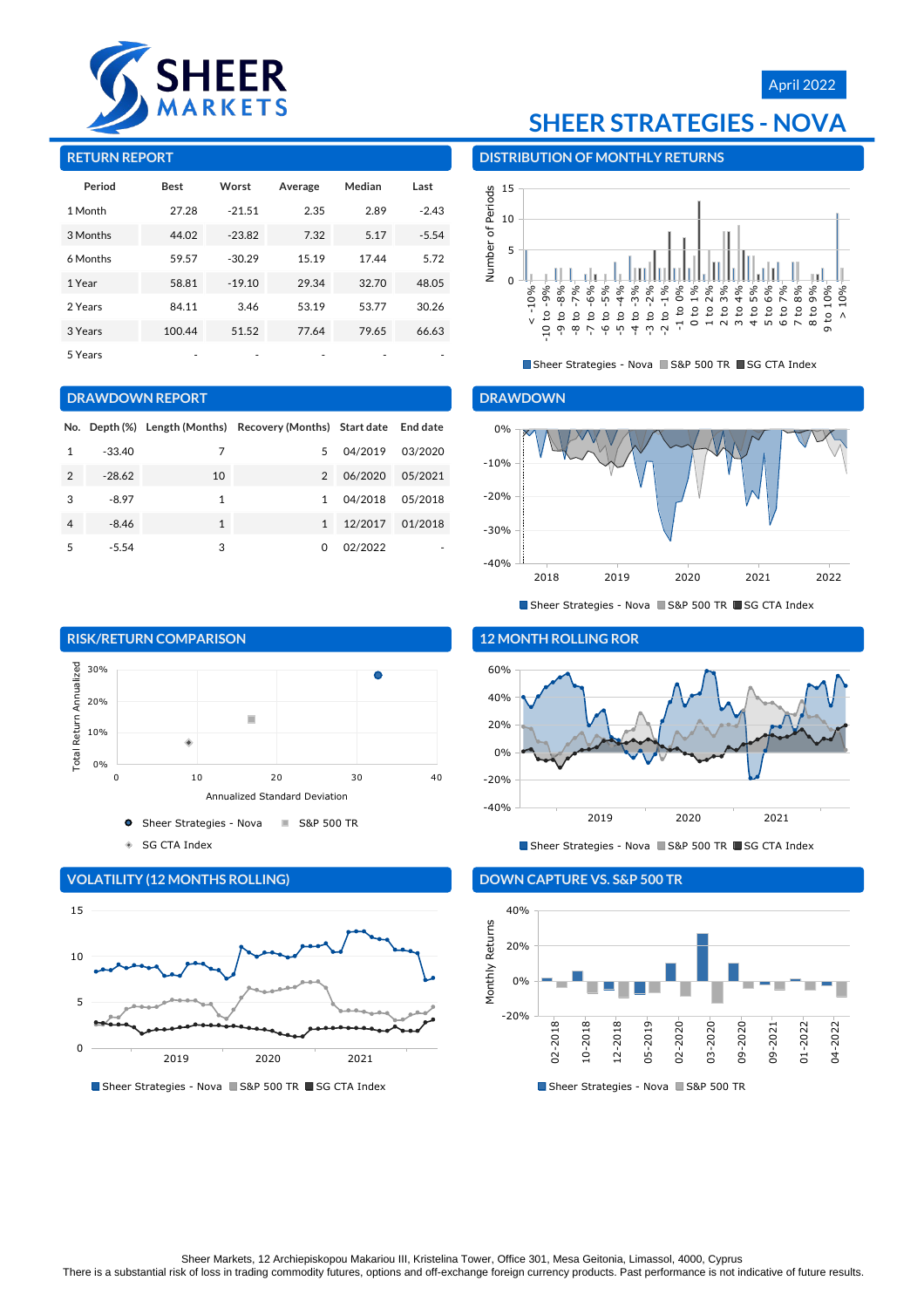April 2022

# SHEER STRATEGIES - NOVA

## RETURN REPORT

| Period | Best | Worst | Average | Median | Last |
|---|---|---|---|---|---|
| 1 Month | 27.28 | -21.51 | 2.35 | 2.89 | -2.43 |
| 3 Months | 44.02 | -23.82 | 7.32 | 5.17 | -5.54 |
| 6 Months | 59.57 | -30.29 | 15.19 | 17.44 | 5.72 |
| 1 Year | 58.81 | -19.10 | 29.34 | 32.70 | 48.05 |
| 2 Years | 84.11 | 3.46 | 53.19 | 53.77 | 30.26 |
| 3 Years | 100.44 | 51.52 | 77.64 | 79.65 | 66.63 |
| 5 Years | - | - | - | - | - |

## DISTRIBUTION OF MONTHLY RETURNS

Sheer Strategies - Nova, S&P 500 TR, SG CTA Index

## DRAWDOWN REPORT

| No. | Depth (%) | Length (Months) | Recovery (Months) | Start date | End date |
|---|---|---|---|---|---|
| 1 | -33.40 | 7 | 5 | 04/2019 | 03/2020 |
| 2 | -28.62 | 10 | 2 | 06/2020 | 05/2021 |
| 3 | -8.97 | 1 | 1 | 04/2018 | 05/2018 |
| 4 | -8.46 | 1 | 1 | 12/2017 | 01/2018 |
| 5 | -5.54 | 3 | 0 | 02/2022 | - |

## DRAWDOWN

Sheer Strategies - Nova, S&P 500 TR, SG CTA Index

## RISK/RETURN COMPARISON

Sheer Strategies - Nova, S&P 500 TR, SG CTA Index

## 12 MONTH ROLLING ROR

Sheer Strategies - Nova, S&P 500 TR, SG CTA Index

## VOLATILITY (12 MONTHS ROLLING)

Sheer Strategies - Nova, S&P 500 TR, SG CTA Index

## DOWN CAPTURE VS. S&P 500 TR

Sheer Strategies - Nova, S&P 500 TR

Sheer Markets, 12 Archiepiskopou Makariou III, Kristelina Tower, Office 301, Mesa Geitonia, Limassol, 4000, Cyprus
There is a substantial risk of loss in trading commodity futures, options and off-exchange foreign currency products. Past performance is not indicative of future results.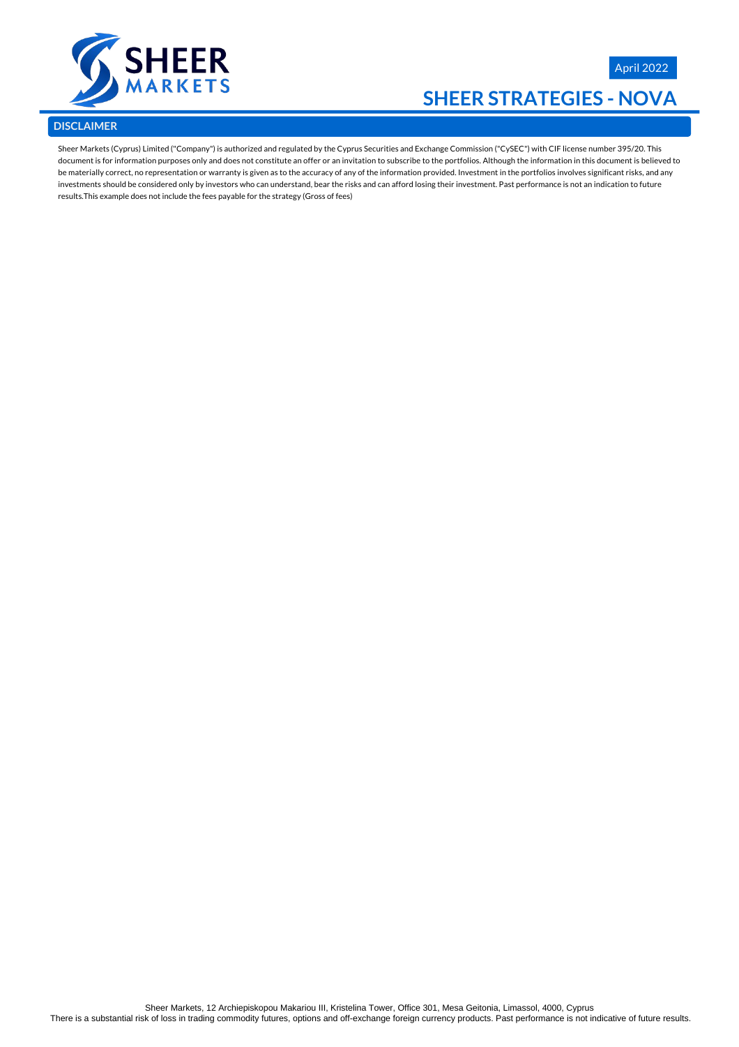## DISCLAIMER

Sheer Markets (Cyprus) Limited ("Company") is authorized and regulated by the Cyprus Securities and Exchange Commission ("CySEC") with CIF license number 395/20. This document is for information purposes only and does not constitute an offer or an invitation to subscribe to the portfolios. Although the information in this document is believed to be materially correct, no representation or warranty is given as to the accuracy of any of the information provided. Investment in the portfolios involves significant risks, and any investments should be considered only by investors who can understand, bear the risks and can afford losing their investment. Past performance is not an indication to future results.This example does not include the fees payable for the strategy (Gross of fees)